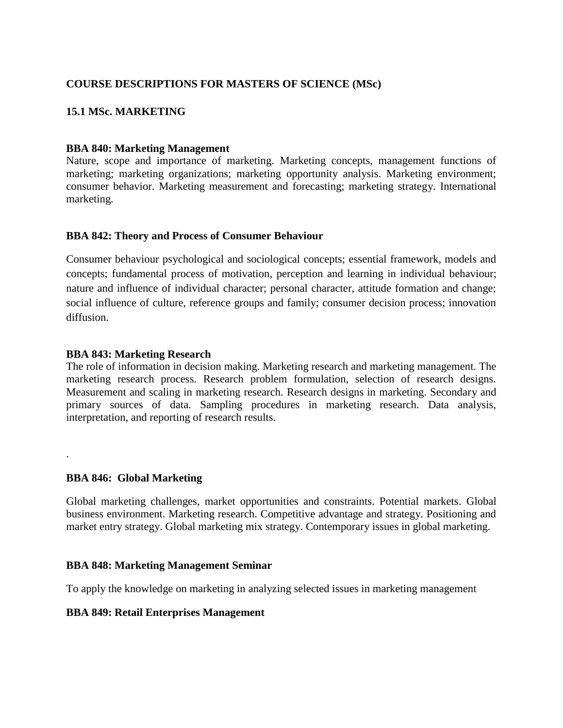**COURSE DESCRIPTIONS FOR MASTERS OF SCIENCE (MSc)**

**15.1 MSc. MARKETING**

**BBA 840: Marketing Management**

Nature, scope and importance of marketing. Marketing concepts, management functions of marketing; marketing organizations; marketing opportunity analysis. Marketing environment; consumer behavior. Marketing measurement and forecasting; marketing strategy. International marketing.

**BBA 842: Theory and Process of Consumer Behaviour**

Consumer behaviour psychological and sociological concepts; essential framework, models and concepts; fundamental process of motivation, perception and learning in individual behaviour; nature and influence of individual character; personal character, attitude formation and change; social influence of culture, reference groups and family; consumer decision process; innovation diffusion.

**BBA 843: Marketing Research**

The role of information in decision making. Marketing research and marketing management. The marketing research process. Research problem formulation, selection of research designs. Measurement and scaling in marketing research. Research designs in marketing. Secondary and primary sources of data. Sampling procedures in marketing research. Data analysis, interpretation, and reporting of research results.

.

**BBA 846: Global Marketing**

Global marketing challenges, market opportunities and constraints. Potential markets. Global business environment. Marketing research. Competitive advantage and strategy. Positioning and market entry strategy. Global marketing mix strategy. Contemporary issues in global marketing.

**BBA 848: Marketing Management Seminar**

To apply the knowledge on marketing in analyzing selected issues in marketing management

**BBA 849: Retail Enterprises Management**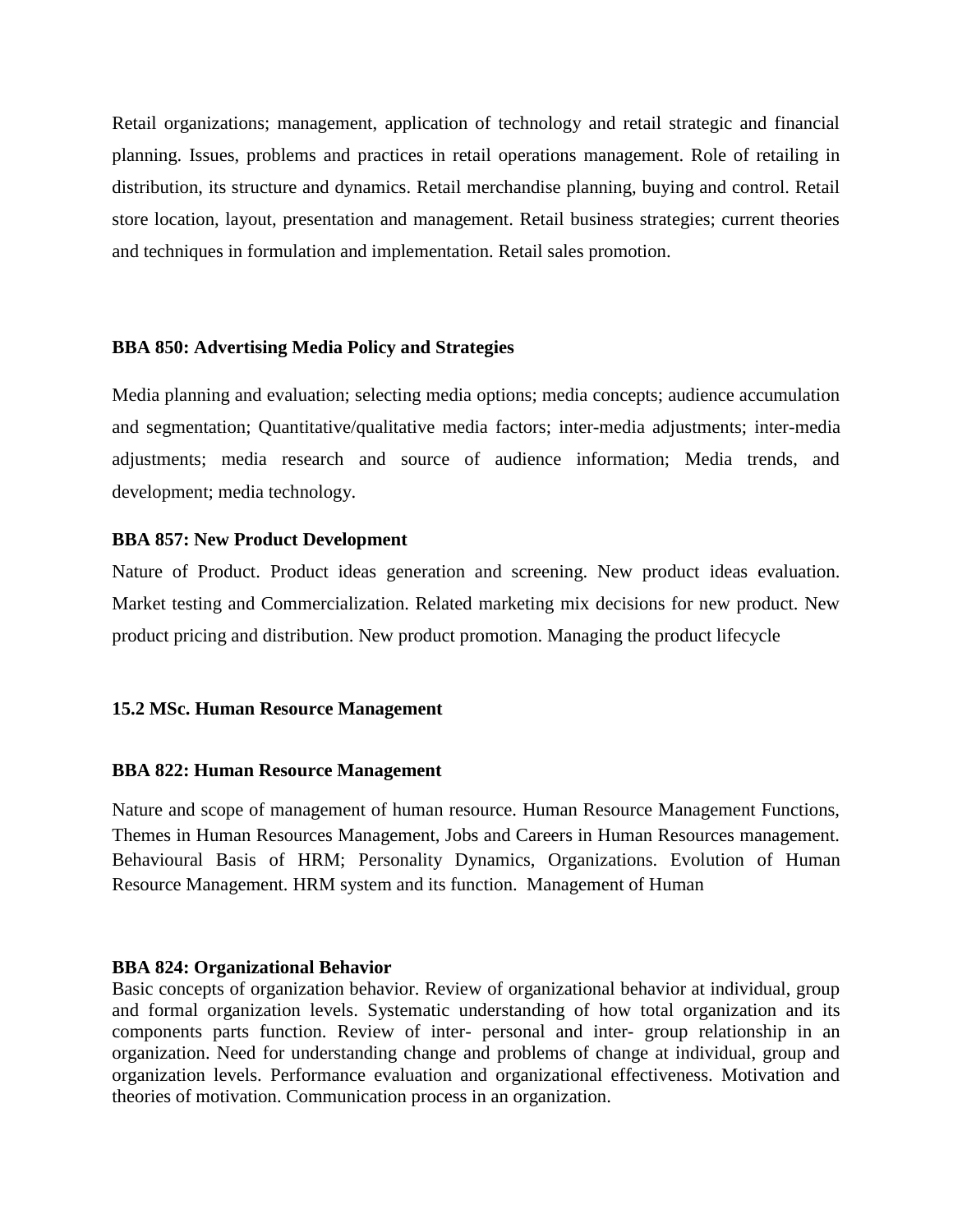Retail organizations; management, application of technology and retail strategic and financial planning. Issues, problems and practices in retail operations management. Role of retailing in distribution, its structure and dynamics. Retail merchandise planning, buying and control. Retail store location, layout, presentation and management. Retail business strategies; current theories and techniques in formulation and implementation. Retail sales promotion.

**BBA 850: Advertising Media Policy and Strategies**

Media planning and evaluation; selecting media options; media concepts; audience accumulation and segmentation; Quantitative/qualitative media factors; inter-media adjustments; inter-media adjustments; media research and source of audience information; Media trends, and development; media technology.

**BBA 857: New Product Development**

Nature of Product. Product ideas generation and screening. New product ideas evaluation. Market testing and Commercialization. Related marketing mix decisions for new product. New product pricing and distribution. New product promotion. Managing the product lifecycle

**15.2 MSc. Human Resource Management**

**BBA 822: Human Resource Management**

Nature and scope of management of human resource. Human Resource Management Functions, Themes in Human Resources Management, Jobs and Careers in Human Resources management. Behavioural Basis of HRM; Personality Dynamics, Organizations. Evolution of Human Resource Management. HRM system and its function. Management of Human

**BBA 824: Organizational Behavior**

Basic concepts of organization behavior. Review of organizational behavior at individual, group and formal organization levels. Systematic understanding of how total organization and its components parts function. Review of inter- personal and inter- group relationship in an organization. Need for understanding change and problems of change at individual, group and organization levels. Performance evaluation and organizational effectiveness. Motivation and theories of motivation. Communication process in an organization.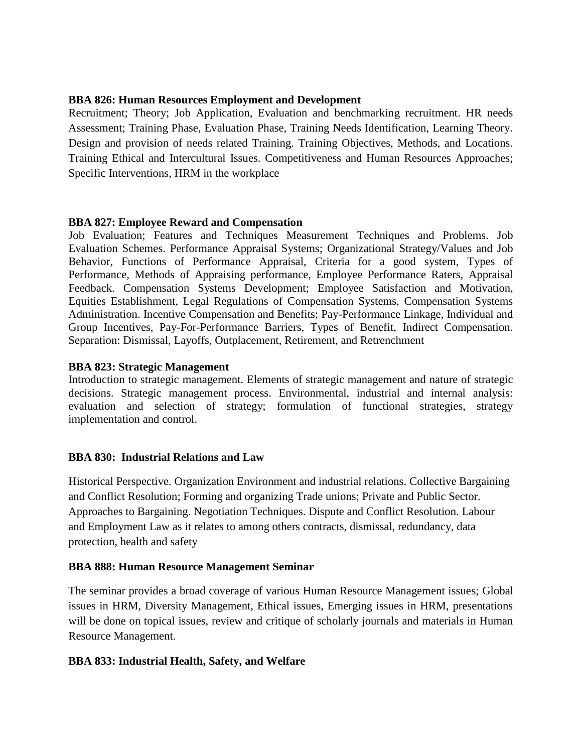**BBA 826: Human Resources Employment and Development**

Recruitment; Theory; Job Application, Evaluation and benchmarking recruitment. HR needs Assessment; Training Phase, Evaluation Phase, Training Needs Identification, Learning Theory. Design and provision of needs related Training. Training Objectives, Methods, and Locations. Training Ethical and Intercultural Issues. Competitiveness and Human Resources Approaches; Specific Interventions, HRM in the workplace

**BBA 827: Employee Reward and Compensation**

Job Evaluation; Features and Techniques Measurement Techniques and Problems. Job Evaluation Schemes. Performance Appraisal Systems; Organizational Strategy/Values and Job Behavior, Functions of Performance Appraisal, Criteria for a good system, Types of Performance, Methods of Appraising performance, Employee Performance Raters, Appraisal Feedback. Compensation Systems Development; Employee Satisfaction and Motivation, Equities Establishment, Legal Regulations of Compensation Systems, Compensation Systems Administration. Incentive Compensation and Benefits; Pay-Performance Linkage, Individual and Group Incentives, Pay-For-Performance Barriers, Types of Benefit, Indirect Compensation. Separation: Dismissal, Layoffs, Outplacement, Retirement, and Retrenchment

**BBA 823: Strategic Management**

Introduction to strategic management. Elements of strategic management and nature of strategic decisions. Strategic management process. Environmental, industrial and internal analysis: evaluation and selection of strategy; formulation of functional strategies, strategy implementation and control.

**BBA 830: Industrial Relations and Law**

Historical Perspective. Organization Environment and industrial relations. Collective Bargaining and Conflict Resolution; Forming and organizing Trade unions; Private and Public Sector. Approaches to Bargaining. Negotiation Techniques. Dispute and Conflict Resolution. Labour and Employment Law as it relates to among others contracts, dismissal, redundancy, data protection, health and safety

**BBA 888: Human Resource Management Seminar**

The seminar provides a broad coverage of various Human Resource Management issues; Global issues in HRM, Diversity Management, Ethical issues, Emerging issues in HRM, presentations will be done on topical issues, review and critique of scholarly journals and materials in Human Resource Management.

**BBA 833: Industrial Health, Safety, and Welfare**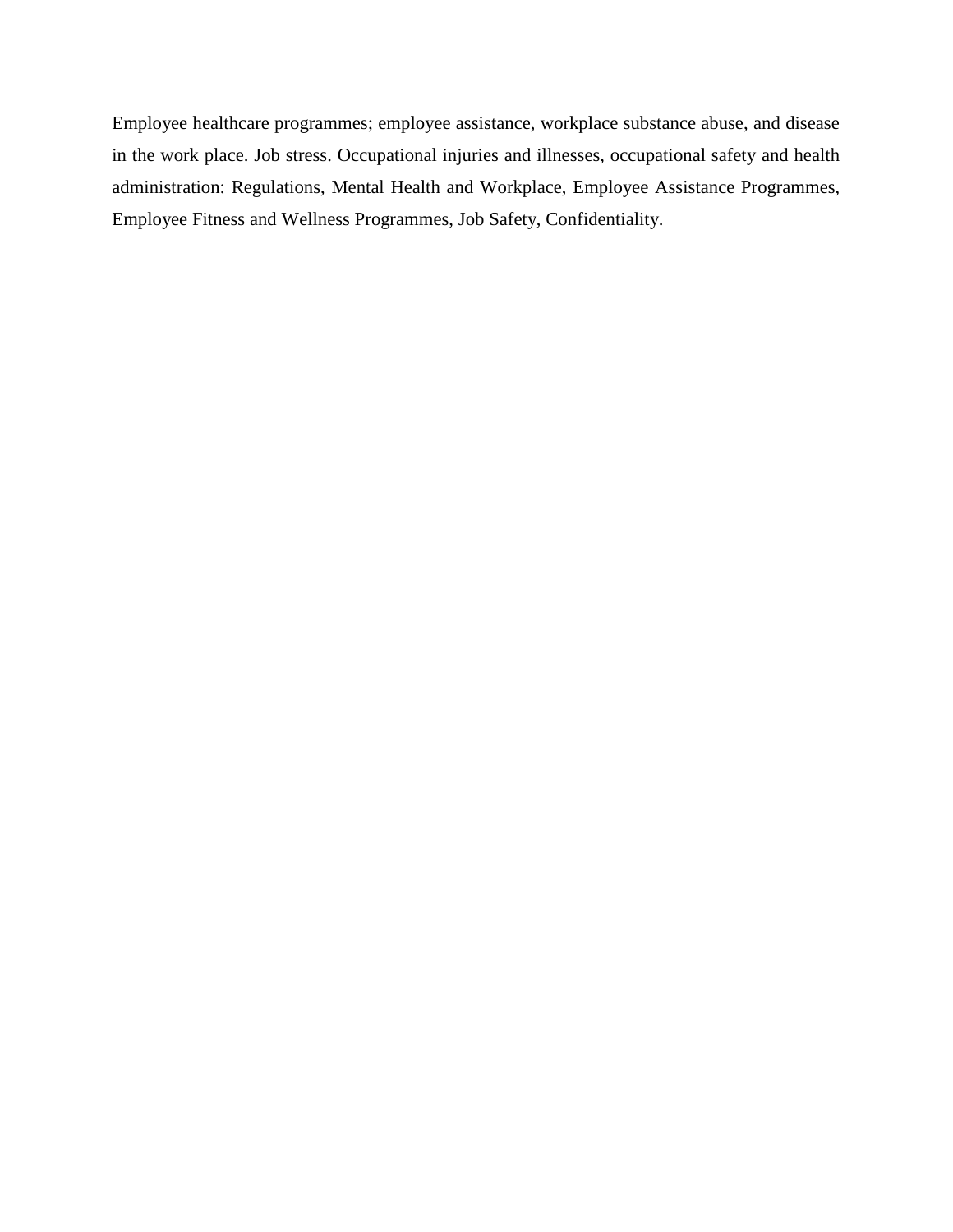Employee healthcare programmes; employee assistance, workplace substance abuse, and disease in the work place. Job stress. Occupational injuries and illnesses, occupational safety and health administration: Regulations, Mental Health and Workplace, Employee Assistance Programmes, Employee Fitness and Wellness Programmes, Job Safety, Confidentiality.